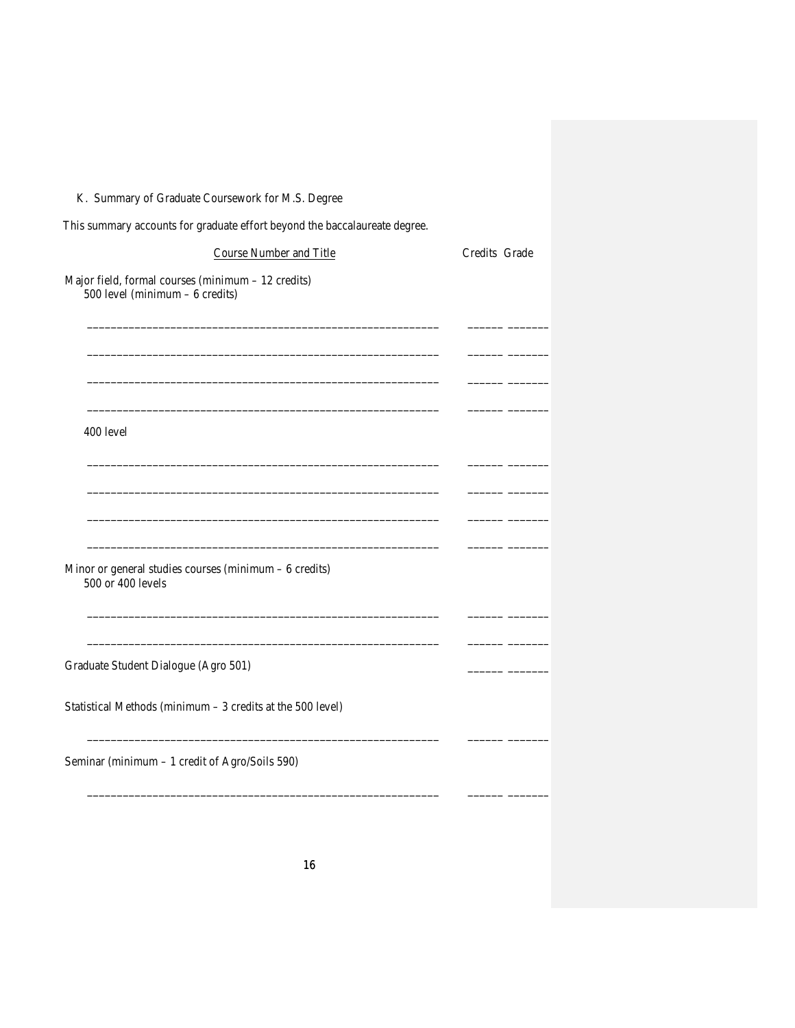K. Summary of Graduate Coursework for M.S. Degree

This summary accounts for graduate effort beyond the baccalaureate degree.

| Course Number and Title | Credits | Grade |
|---|---|---|
| Major field, formal courses (minimum – 12 credits) 500 level (minimum – 6 credits) | | |
| ____________________________________________ | ______ | _______ |
| ____________________________________________ | ______ | _______ |
| ____________________________________________ | ______ | _______ |
| ____________________________________________ | ______ | _______ |
| 400 level | | |
| ____________________________________________ | ______ | _______ |
| ____________________________________________ | ______ | _______ |
| ____________________________________________ | ______ | _______ |
| ____________________________________________ | ______ | _______ |
| Minor or general studies courses (minimum – 6 credits) 500 or 400 levels | | |
| ____________________________________________ | ______ | _______ |
| ____________________________________________ | ______ | _______ |
| Graduate Student Dialogue (Agro 501) | ______ | _______ |
| Statistical Methods (minimum – 3 credits at the 500 level) | | |
| ____________________________________________ | ______ | _______ |
| Seminar (minimum – 1 credit of Agro/Soils 590) | | |
| ____________________________________________ | ______ | _______ |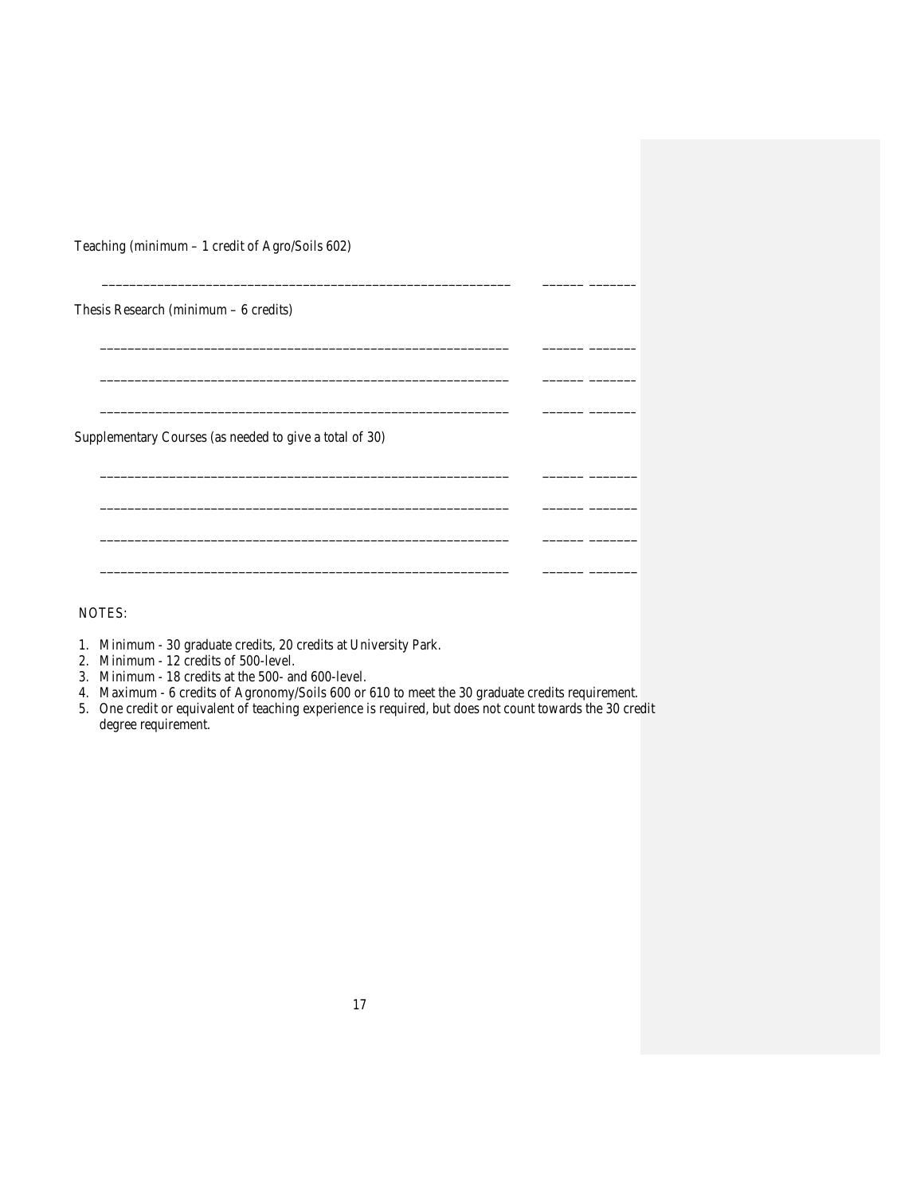Teaching (minimum – 1 credit of Agro/Soils 602)

_______________________________________________________________ ______ _______

Thesis Research (minimum – 6 credits)

_______________________________________________________________ ______ _______

_______________________________________________________________ ______ _______

_______________________________________________________________ ______ _______

Supplementary Courses (as needed to give a total of 30)

_______________________________________________________________ ______ _______

_______________________________________________________________ ______ _______

_______________________________________________________________ ______ _______

_______________________________________________________________ ______ _______

NOTES:

1. Minimum - 30 graduate credits, 20 credits at University Park.
2. Minimum - 12 credits of 500-level.
3. Minimum - 18 credits at the 500- and 600-level.
4. Maximum - 6 credits of Agronomy/Soils 600 or 610 to meet the 30 graduate credits requirement.
5. One credit or equivalent of teaching experience is required, but does not count towards the 30 credit degree requirement.